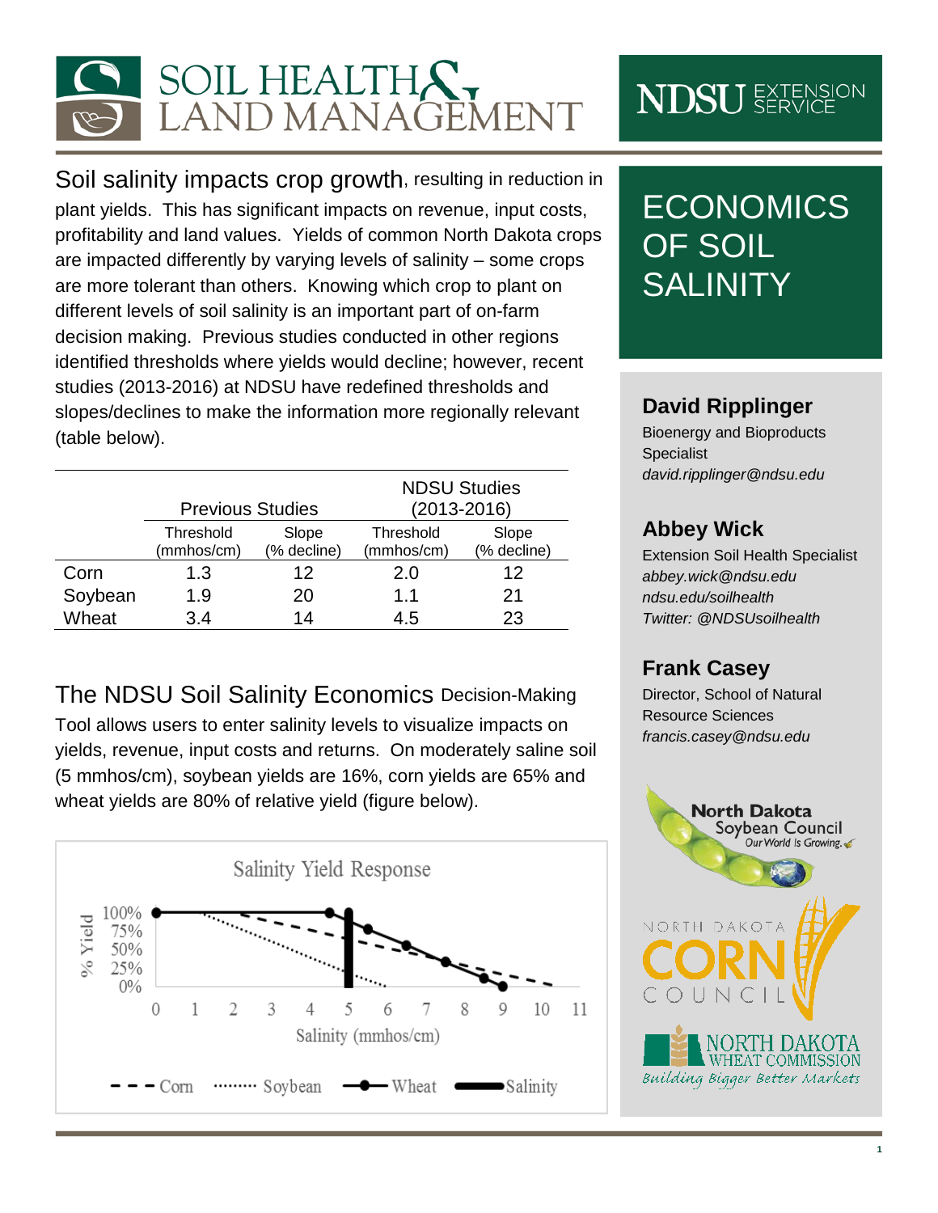# SOIL HEALTH & LAND MANAGEMENT

NDSU EXTENSION SERVICE

# ECONOMICS OF SOIL SALINITY

**David Ripplinger**
Bioenergy and Bioproducts Specialist
*david.ripplinger@ndsu.edu*

**Abbey Wick**
Extension Soil Health Specialist
*abbey.wick@ndsu.edu*
*ndsu.edu/soilhealth*
*Twitter: @NDSUsoilhealth*

**Frank Casey**
Director, School of Natural Resource Sciences
*francis.casey@ndsu.edu*

Soil salinity impacts crop growth, resulting in reduction in plant yields. This has significant impacts on revenue, input costs, profitability and land values. Yields of common North Dakota crops are impacted differently by varying levels of salinity – some crops are more tolerant than others. Knowing which crop to plant on different levels of soil salinity is an important part of on-farm decision making. Previous studies conducted in other regions identified thresholds where yields would decline; however, recent studies (2013-2016) at NDSU have redefined thresholds and slopes/declines to make the information more regionally relevant (table below).

| | Previous Studies | | NDSU Studies (2013-2016) | |
|---|---|---|---|---|
| | Threshold (mmhos/cm) | Slope (% decline) | Threshold (mmhos/cm) | Slope (% decline) |
| Corn | 1.3 | 12 | 2.0 | 12 |
| Soybean | 1.9 | 20 | 1.1 | 21 |
| Wheat | 3.4 | 14 | 4.5 | 23 |

The NDSU Soil Salinity Economics Decision-Making Tool allows users to enter salinity levels to visualize impacts on yields, revenue, input costs and returns. On moderately saline soil (5 mmhos/cm), soybean yields are 16%, corn yields are 65% and wheat yields are 80% of relative yield (figure below).

Salinity Yield Response

North Dakota Soybean Council — Our World Is Growing.

North Dakota Corn Council

North Dakota Wheat Commission — Building Bigger Better Markets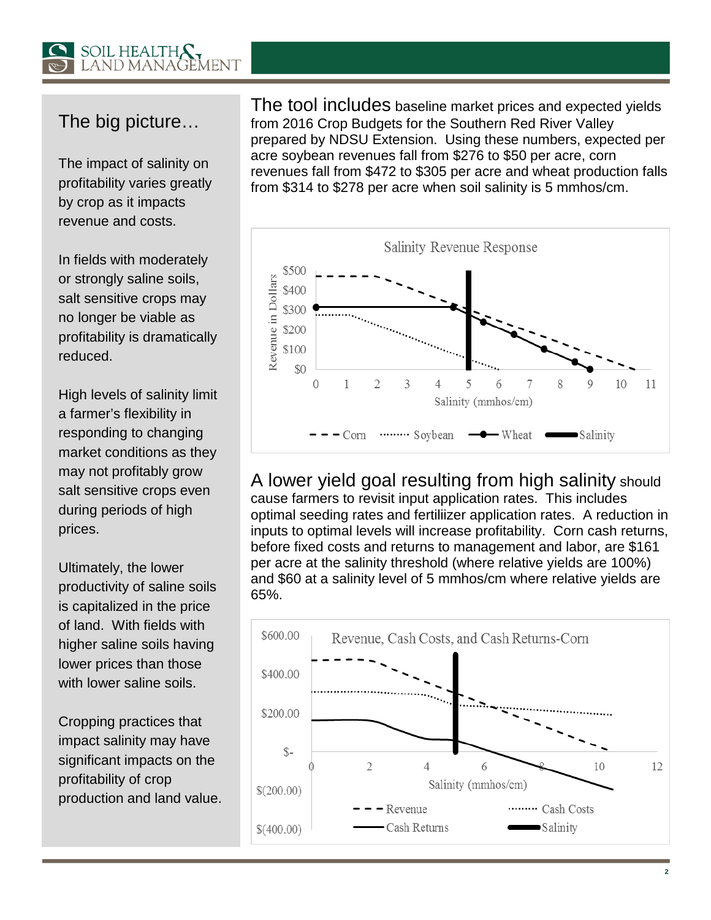## The big picture…

The impact of salinity on profitability varies greatly by crop as it impacts revenue and costs.

In fields with moderately or strongly saline soils, salt sensitive crops may no longer be viable as profitability is dramatically reduced.

High levels of salinity limit a farmer's flexibility in responding to changing market conditions as they may not profitably grow salt sensitive crops even during periods of high prices.

Ultimately, the lower productivity of saline soils is capitalized in the price of land. With fields with higher saline soils having lower prices than those with lower saline soils.

Cropping practices that impact salinity may have significant impacts on the profitability of crop production and land value.

**The tool includes** baseline market prices and expected yields from 2016 Crop Budgets for the Southern Red River Valley prepared by NDSU Extension. Using these numbers, expected per acre soybean revenues fall from $276 to $50 per acre, corn revenues fall from $472 to $305 per acre and wheat production falls from $314 to $278 per acre when soil salinity is 5 mmhos/cm.

Salinity Revenue Response

Revenue in Dollars
$500
$400
$300
$200
$100
$0
0 1 2 3 4 5 6 7 8 9 10 11
Salinity (mmhos/cm)
Corn Soybean Wheat Salinity

**A lower yield goal resulting from high salinity** should cause farmers to revisit input application rates. This includes optimal seeding rates and fertiliizer application rates. A reduction in inputs to optimal levels will increase profitability. Corn cash returns, before fixed costs and returns to management and labor, are $161 per acre at the salinity threshold (where relative yields are 100%) and $60 at a salinity level of 5 mmhos/cm where relative yields are 65%.

Revenue, Cash Costs, and Cash Returns-Corn

$600.00
$400.00
$200.00
$-
$(200.00)
$(400.00)
0 2 4 6 8 10 12
Salinity (mmhos/cm)
Revenue Cash Costs Cash Returns Salinity